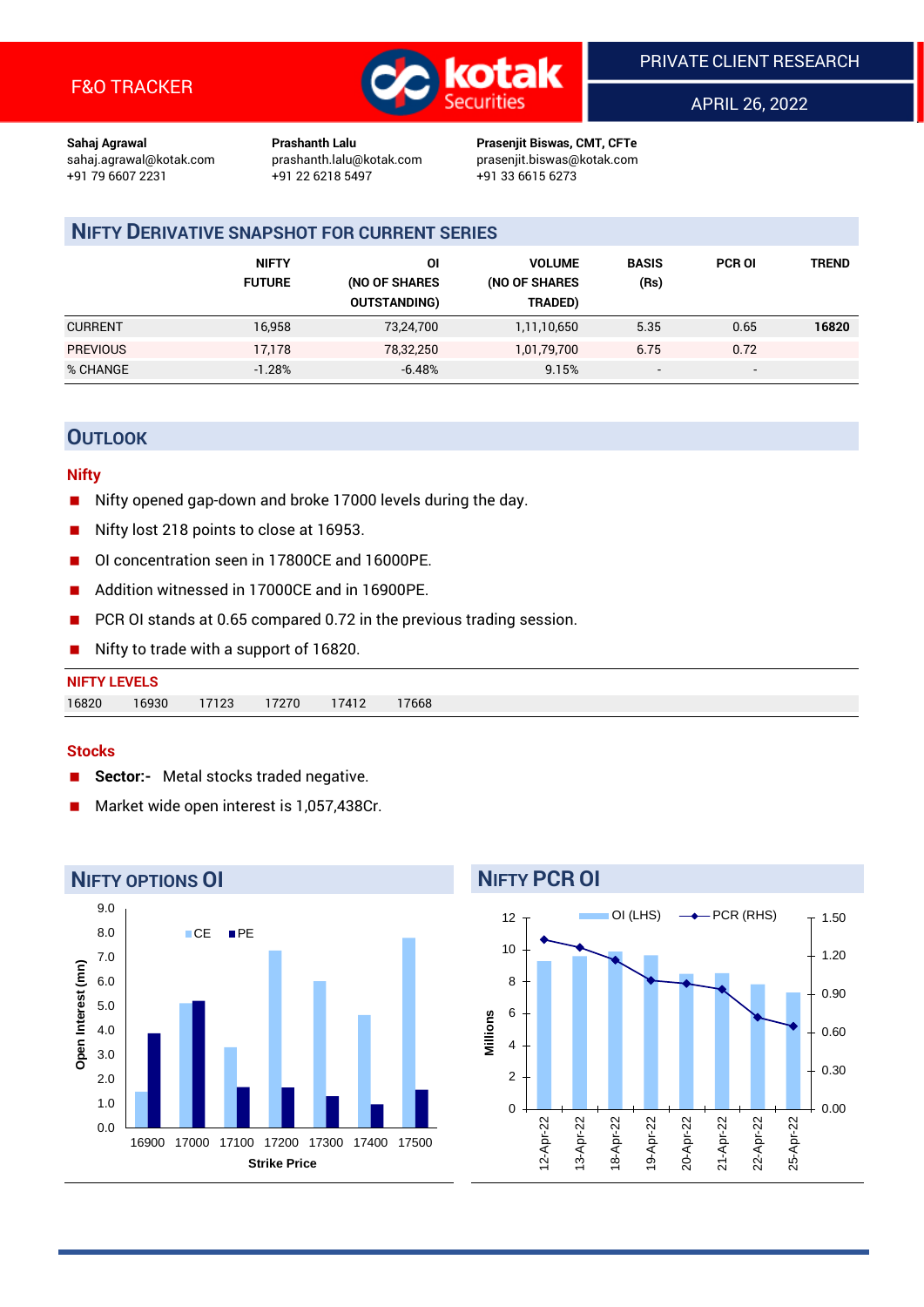F&O TRACKER

PRIVATE CLIENT RESEARCH

APRIL 26, 2022

**Sahaj Agrawal**
sahaj.agrawal@kotak.com
+91 79 6607 2231

**Prashanth Lalu**
prashanth.lalu@kotak.com
+91 22 6218 5497

**Prasenjit Biswas, CMT, CFTe**
prasenjit.biswas@kotak.com
+91 33 6615 6273

## NIFTY DERIVATIVE SNAPSHOT FOR CURRENT SERIES

| | NIFTY FUTURE | OI (NO OF SHARES OUTSTANDING) | VOLUME (NO OF SHARES TRADED) | BASIS (Rs) | PCR OI | TREND |
|---|---|---|---|---|---|---|
| CURRENT | 16,958 | 73,24,700 | 1,11,10,650 | 5.35 | 0.65 | 16820 |
| PREVIOUS | 17,178 | 78,32,250 | 1,01,79,700 | 6.75 | 0.72 | |
| % CHANGE | -1.28% | -6.48% | 9.15% | - | - | |

## OUTLOOK

### Nifty

- Nifty opened gap-down and broke 17000 levels during the day.
- Nifty lost 218 points to close at 16953.
- OI concentration seen in 17800CE and 16000PE.
- Addition witnessed in 17000CE and in 16900PE.
- PCR OI stands at 0.65 compared 0.72 in the previous trading session.
- Nifty to trade with a support of 16820.

**NIFTY LEVELS**

| 16820 | 16930 | 17123 | 17270 | 17412 | 17668 |
|---|---|---|---|---|---|

### Stocks

- **Sector:-** Metal stocks traded negative.
- Market wide open interest is 1,057,438Cr.

## NIFTY OPTIONS OI

| Strike Price | CE (mn) | PE (mn) |
|---|---|---|
| 16900 | 1.5 | 3.9 |
| 17000 | 5.1 | 5.2 |
| 17100 | 3.3 | 1.7 |
| 17200 | 7.3 | 1.7 |
| 17300 | 6.0 | 1.3 |
| 17400 | 4.6 | 1.0 |
| 17500 | 7.8 | 1.6 |

## NIFTY PCR OI

| Date | OI (LHS, Millions) | PCR (RHS) |
|---|---|---|
| 12-Apr-22 | 9.3 | 1.33 |
| 13-Apr-22 | 9.6 | 1.27 |
| 18-Apr-22 | 9.9 | 1.17 |
| 19-Apr-22 | 9.7 | 1.01 |
| 20-Apr-22 | 8.5 | 0.98 |
| 21-Apr-22 | 8.5 | 0.94 |
| 22-Apr-22 | 7.8 | 0.72 |
| 25-Apr-22 | 7.3 | 0.65 |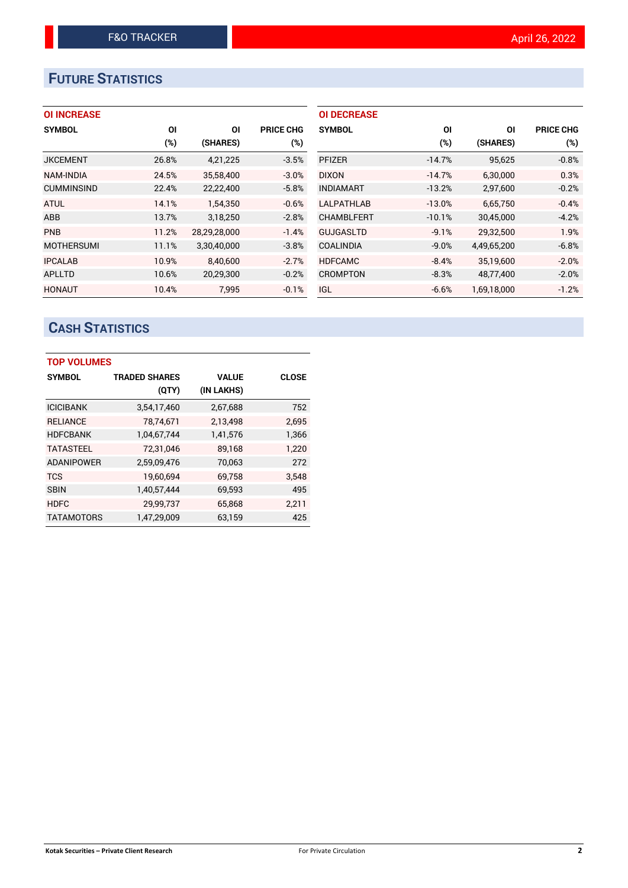## FUTURE STATISTICS

### OI INCREASE

| SYMBOL | OI (%) | OI (SHARES) | PRICE CHG (%) |
|---|---|---|---|
| JKCEMENT | 26.8% | 4,21,225 | -3.5% |
| NAM-INDIA | 24.5% | 35,58,400 | -3.0% |
| CUMMINSIND | 22.4% | 22,22,400 | -5.8% |
| ATUL | 14.1% | 1,54,350 | -0.6% |
| ABB | 13.7% | 3,18,250 | -2.8% |
| PNB | 11.2% | 28,29,28,000 | -1.4% |
| MOTHERSUMI | 11.1% | 3,30,40,000 | -3.8% |
| IPCALAB | 10.9% | 8,40,600 | -2.7% |
| APLLTD | 10.6% | 20,29,300 | -0.2% |
| HONAUT | 10.4% | 7,995 | -0.1% |

### OI DECREASE

| SYMBOL | OI (%) | OI (SHARES) | PRICE CHG (%) |
|---|---|---|---|
| PFIZER | -14.7% | 95,625 | -0.8% |
| DIXON | -14.7% | 6,30,000 | 0.3% |
| INDIAMART | -13.2% | 2,97,600 | -0.2% |
| LALPATHLAB | -13.0% | 6,65,750 | -0.4% |
| CHAMBLFERT | -10.1% | 30,45,000 | -4.2% |
| GUJGASLTD | -9.1% | 29,32,500 | 1.9% |
| COALINDIA | -9.0% | 4,49,65,200 | -6.8% |
| HDFCAMC | -8.4% | 35,19,600 | -2.0% |
| CROMPTON | -8.3% | 48,77,400 | -2.0% |
| IGL | -6.6% | 1,69,18,000 | -1.2% |

## CASH STATISTICS

### TOP VOLUMES

| SYMBOL | TRADED SHARES (QTY) | VALUE (IN LAKHS) | CLOSE |
|---|---|---|---|
| ICICIBANK | 3,54,17,460 | 2,67,688 | 752 |
| RELIANCE | 78,74,671 | 2,13,498 | 2,695 |
| HDFCBANK | 1,04,67,744 | 1,41,576 | 1,366 |
| TATASTEEL | 72,31,046 | 89,168 | 1,220 |
| ADANIPOWER | 2,59,09,476 | 70,063 | 272 |
| TCS | 19,60,694 | 69,758 | 3,548 |
| SBIN | 1,40,57,444 | 69,593 | 495 |
| HDFC | 29,99,737 | 65,868 | 2,211 |
| TATAMOTORS | 1,47,29,009 | 63,159 | 425 |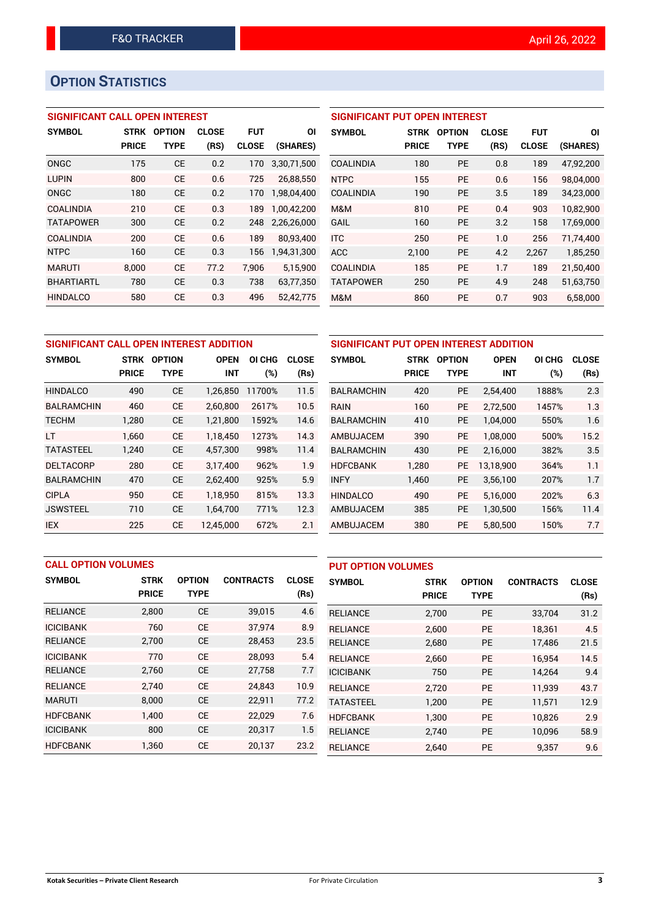## OPTION STATISTICS

### SIGNIFICANT CALL OPEN INTEREST

| SYMBOL | STRK PRICE | OPTION TYPE | CLOSE (RS) | FUT CLOSE | OI (SHARES) |
|---|---|---|---|---|---|
| ONGC | 175 | CE | 0.2 | 170 | 3,30,71,500 |
| LUPIN | 800 | CE | 0.6 | 725 | 26,88,550 |
| ONGC | 180 | CE | 0.2 | 170 | 1,98,04,400 |
| COALINDIA | 210 | CE | 0.3 | 189 | 1,00,42,200 |
| TATAPOWER | 300 | CE | 0.2 | 248 | 2,26,26,000 |
| COALINDIA | 200 | CE | 0.6 | 189 | 80,93,400 |
| NTPC | 160 | CE | 0.3 | 156 | 1,94,31,300 |
| MARUTI | 8,000 | CE | 77.2 | 7,906 | 5,15,900 |
| BHARTIARTL | 780 | CE | 0.3 | 738 | 63,77,350 |
| HINDALCO | 580 | CE | 0.3 | 496 | 52,42,775 |

### SIGNIFICANT PUT OPEN INTEREST

| SYMBOL | STRK PRICE | OPTION TYPE | CLOSE (RS) | FUT CLOSE | OI (SHARES) |
|---|---|---|---|---|---|
| COALINDIA | 180 | PE | 0.8 | 189 | 47,92,200 |
| NTPC | 155 | PE | 0.6 | 156 | 98,04,000 |
| COALINDIA | 190 | PE | 3.5 | 189 | 34,23,000 |
| M&M | 810 | PE | 0.4 | 903 | 10,82,900 |
| GAIL | 160 | PE | 3.2 | 158 | 17,69,000 |
| ITC | 250 | PE | 1.0 | 256 | 71,74,400 |
| ACC | 2,100 | PE | 4.2 | 2,267 | 1,85,250 |
| COALINDIA | 185 | PE | 1.7 | 189 | 21,50,400 |
| TATAPOWER | 250 | PE | 4.9 | 248 | 51,63,750 |
| M&M | 860 | PE | 0.7 | 903 | 6,58,000 |

### SIGNIFICANT CALL OPEN INTEREST ADDITION

| SYMBOL | STRK PRICE | OPTION TYPE | OPEN INT | OI CHG (%) | CLOSE (Rs) |
|---|---|---|---|---|---|
| HINDALCO | 490 | CE | 1,26,850 | 11700% | 11.5 |
| BALRAMCHIN | 460 | CE | 2,60,800 | 2617% | 10.5 |
| TECHM | 1,280 | CE | 1,21,800 | 1592% | 14.6 |
| LT | 1,660 | CE | 1,18,450 | 1273% | 14.3 |
| TATASTEEL | 1,240 | CE | 4,57,300 | 998% | 11.4 |
| DELTACORP | 280 | CE | 3,17,400 | 962% | 1.9 |
| BALRAMCHIN | 470 | CE | 2,62,400 | 925% | 5.9 |
| CIPLA | 950 | CE | 1,18,950 | 815% | 13.3 |
| JSWSTEEL | 710 | CE | 1,64,700 | 771% | 12.3 |
| IEX | 225 | CE | 12,45,000 | 672% | 2.1 |

### SIGNIFICANT PUT OPEN INTEREST ADDITION

| SYMBOL | STRK PRICE | OPTION TYPE | OPEN INT | OI CHG (%) | CLOSE (Rs) |
|---|---|---|---|---|---|
| BALRAMCHIN | 420 | PE | 2,54,400 | 1888% | 2.3 |
| RAIN | 160 | PE | 2,72,500 | 1457% | 1.3 |
| BALRAMCHIN | 410 | PE | 1,04,000 | 550% | 1.6 |
| AMBUJACEM | 390 | PE | 1,08,000 | 500% | 15.2 |
| BALRAMCHIN | 430 | PE | 2,16,000 | 382% | 3.5 |
| HDFCBANK | 1,280 | PE | 13,18,900 | 364% | 1.1 |
| INFY | 1,460 | PE | 3,56,100 | 207% | 1.7 |
| HINDALCO | 490 | PE | 5,16,000 | 202% | 6.3 |
| AMBUJACEM | 385 | PE | 1,30,500 | 156% | 11.4 |
| AMBUJACEM | 380 | PE | 5,80,500 | 150% | 7.7 |

### CALL OPTION VOLUMES

| SYMBOL | STRK PRICE | OPTION TYPE | CONTRACTS | CLOSE (Rs) |
|---|---|---|---|---|
| RELIANCE | 2,800 | CE | 39,015 | 4.6 |
| ICICIBANK | 760 | CE | 37,974 | 8.9 |
| RELIANCE | 2,700 | CE | 28,453 | 23.5 |
| ICICIBANK | 770 | CE | 28,093 | 5.4 |
| RELIANCE | 2,760 | CE | 27,758 | 7.7 |
| RELIANCE | 2,740 | CE | 24,843 | 10.9 |
| MARUTI | 8,000 | CE | 22,911 | 77.2 |
| HDFCBANK | 1,400 | CE | 22,029 | 7.6 |
| ICICIBANK | 800 | CE | 20,317 | 1.5 |
| HDFCBANK | 1,360 | CE | 20,137 | 23.2 |

### PUT OPTION VOLUMES

| SYMBOL | STRK PRICE | OPTION TYPE | CONTRACTS | CLOSE (Rs) |
|---|---|---|---|---|
| RELIANCE | 2,700 | PE | 33,704 | 31.2 |
| RELIANCE | 2,600 | PE | 18,361 | 4.5 |
| RELIANCE | 2,680 | PE | 17,486 | 21.5 |
| RELIANCE | 2,660 | PE | 16,954 | 14.5 |
| ICICIBANK | 750 | PE | 14,264 | 9.4 |
| RELIANCE | 2,720 | PE | 11,939 | 43.7 |
| TATASTEEL | 1,200 | PE | 11,571 | 12.9 |
| HDFCBANK | 1,300 | PE | 10,826 | 2.9 |
| RELIANCE | 2,740 | PE | 10,096 | 58.9 |
| RELIANCE | 2,640 | PE | 9,357 | 9.6 |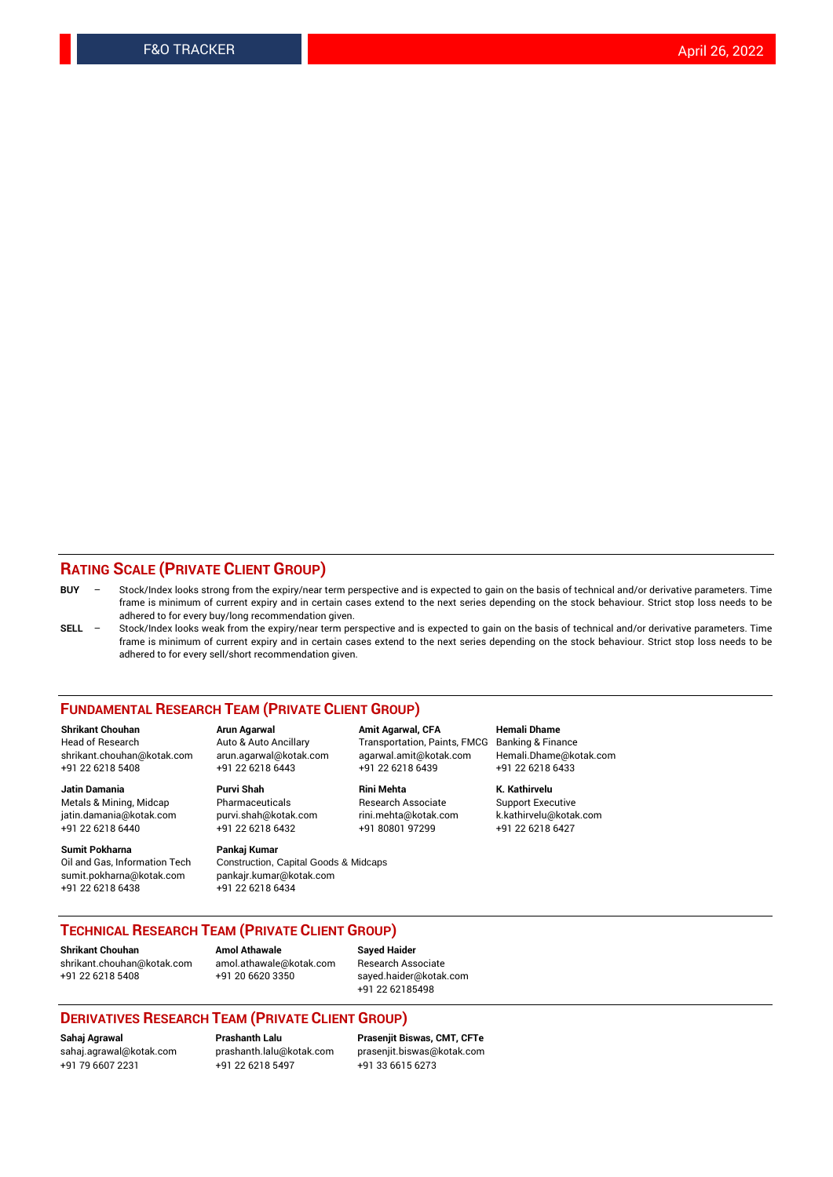## RATING SCALE (PRIVATE CLIENT GROUP)

**BUY** – Stock/Index looks strong from the expiry/near term perspective and is expected to gain on the basis of technical and/or derivative parameters. Time frame is minimum of current expiry and in certain cases extend to the next series depending on the stock behaviour. Strict stop loss needs to be adhered to for every buy/long recommendation given.

**SELL** – Stock/Index looks weak from the expiry/near term perspective and is expected to gain on the basis of technical and/or derivative parameters. Time frame is minimum of current expiry and in certain cases extend to the next series depending on the stock behaviour. Strict stop loss needs to be adhered to for every sell/short recommendation given.

## FUNDAMENTAL RESEARCH TEAM (PRIVATE CLIENT GROUP)

**Shrikant Chouhan**
Head of Research
shrikant.chouhan@kotak.com
+91 22 6218 5408

**Arun Agarwal**
Auto & Auto Ancillary
arun.agarwal@kotak.com
+91 22 6218 6443

**Amit Agarwal, CFA**
Transportation, Paints, FMCG
agarwal.amit@kotak.com
+91 22 6218 6439

**Hemali Dhame**
Banking & Finance
Hemali.Dhame@kotak.com
+91 22 6218 6433

**Jatin Damania**
Metals & Mining, Midcap
jatin.damania@kotak.com
+91 22 6218 6440

**Purvi Shah**
Pharmaceuticals
purvi.shah@kotak.com
+91 22 6218 6432

**Rini Mehta**
Research Associate
rini.mehta@kotak.com
+91 80801 97299

**K. Kathirvelu**
Support Executive
k.kathirvelu@kotak.com
+91 22 6218 6427

**Sumit Pokharna**
Oil and Gas, Information Tech
sumit.pokharna@kotak.com
+91 22 6218 6438

**Pankaj Kumar**
Construction, Capital Goods & Midcaps
pankajr.kumar@kotak.com
+91 22 6218 6434

## TECHNICAL RESEARCH TEAM (PRIVATE CLIENT GROUP)

**Shrikant Chouhan**
shrikant.chouhan@kotak.com
+91 22 6218 5408

**Amol Athawale**
amol.athawale@kotak.com
+91 20 6620 3350

**Sayed Haider**
Research Associate
sayed.haider@kotak.com
+91 22 62185498

## DERIVATIVES RESEARCH TEAM (PRIVATE CLIENT GROUP)

**Sahaj Agrawal**
sahaj.agrawal@kotak.com
+91 79 6607 2231

**Prashanth Lalu**
prashanth.lalu@kotak.com
+91 22 6218 5497

**Prasenjit Biswas, CMT, CFTe**
prasenjit.biswas@kotak.com
+91 33 6615 6273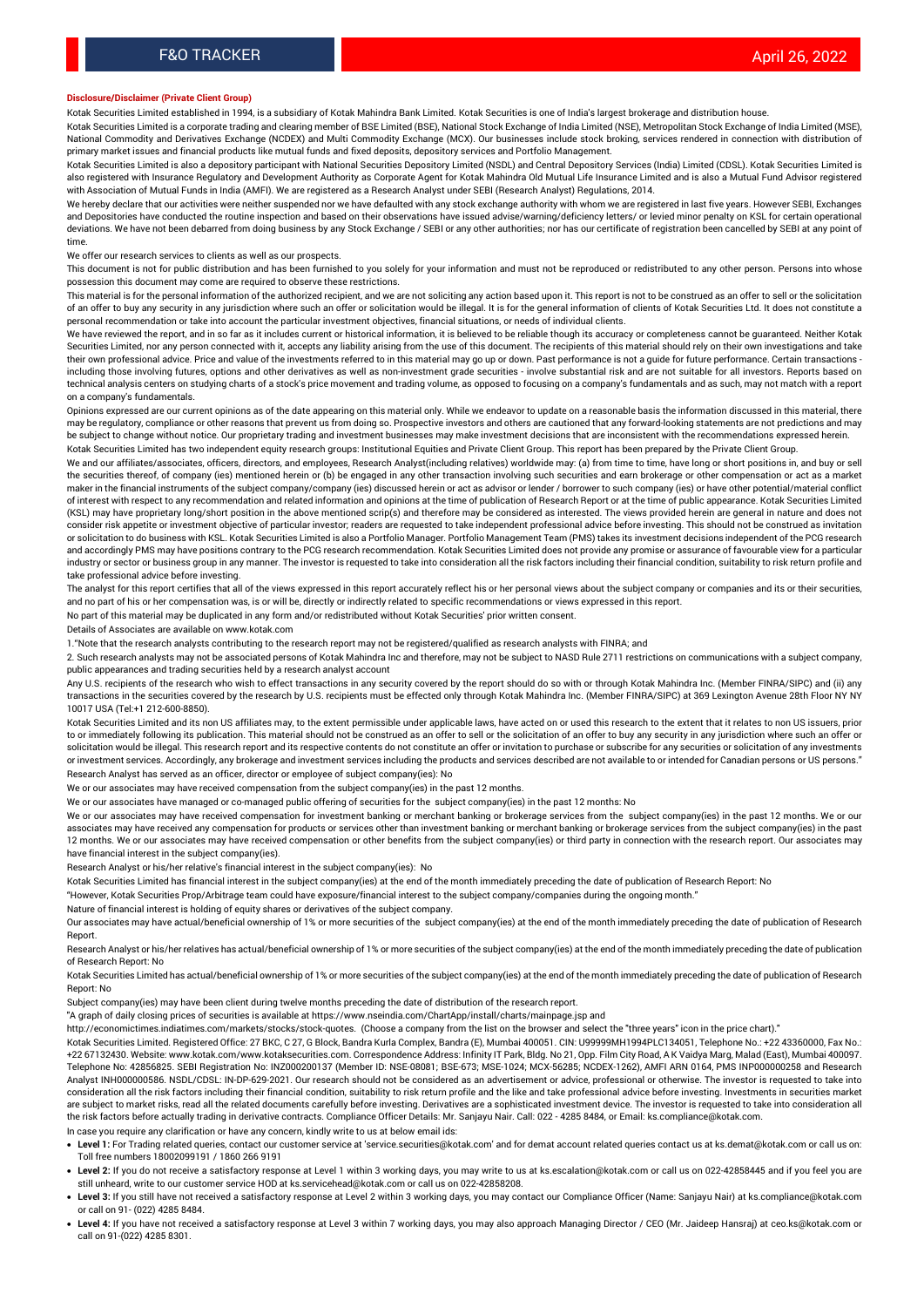**Disclosure/Disclaimer (Private Client Group)**

Kotak Securities Limited established in 1994, is a subsidiary of Kotak Mahindra Bank Limited. Kotak Securities is one of India's largest brokerage and distribution house.

Kotak Securities Limited is a corporate trading and clearing member of BSE Limited (BSE), National Stock Exchange of India Limited (NSE), Metropolitan Stock Exchange of India Limited (MSE), National Commodity and Derivatives Exchange (NCDEX) and Multi Commodity Exchange (MCX). Our businesses include stock broking, services rendered in connection with distribution of primary market issues and financial products like mutual funds and fixed deposits, depository services and Portfolio Management.

Kotak Securities Limited is also a depository participant with National Securities Depository Limited (NSDL) and Central Depository Services (India) Limited (CDSL). Kotak Securities Limited is also registered with Insurance Regulatory and Development Authority as Corporate Agent for Kotak Mahindra Old Mutual Life Insurance Limited and is also a Mutual Fund Advisor registered with Association of Mutual Funds in India (AMFI). We are registered as a Research Analyst under SEBI (Research Analyst) Regulations, 2014.

We hereby declare that our activities were neither suspended nor we have defaulted with any stock exchange authority with whom we are registered in last five years. However SEBI, Exchanges and Depositories have conducted the routine inspection and based on their observations have issued advise/warning/deficiency letters/ or levied minor penalty on KSL for certain operational deviations. We have not been debarred from doing business by any Stock Exchange / SEBI or any other authorities; nor has our certificate of registration been cancelled by SEBI at any point of time.

We offer our research services to clients as well as our prospects.

This document is not for public distribution and has been furnished to you solely for your information and must not be reproduced or redistributed to any other person. Persons into whose possession this document may come are required to observe these restrictions.

This material is for the personal information of the authorized recipient, and we are not soliciting any action based upon it. This report is not to be construed as an offer to sell or the solicitation of an offer to buy any security in any jurisdiction where such an offer or solicitation would be illegal. It is for the general information of clients of Kotak Securities Ltd. It does not constitute a personal recommendation or take into account the particular investment objectives, financial situations, or needs of individual clients.

We have reviewed the report, and in so far as it includes current or historical information, it is believed to be reliable though its accuracy or completeness cannot be guaranteed. Neither Kotak Securities Limited, nor any person connected with it, accepts any liability arising from the use of this document. The recipients of this material should rely on their own investigations and take their own professional advice. Price and value of the investments referred to in this material may go up or down. Past performance is not a guide for future performance. Certain transactions - including those involving futures, options and other derivatives as well as non-investment grade securities - involve substantial risk and are not suitable for all investors. Reports based on technical analysis centers on studying charts of a stock's price movement and trading volume, as opposed to focusing on a company's fundamentals and as such, may not match with a report on a company's fundamentals.

Opinions expressed are our current opinions as of the date appearing on this material only. While we endeavor to update on a reasonable basis the information discussed in this material, there may be regulatory, compliance or other reasons that prevent us from doing so. Prospective investors and others are cautioned that any forward-looking statements are not predictions and may be subject to change without notice. Our proprietary trading and investment businesses may make investment decisions that are inconsistent with the recommendations expressed herein.

Kotak Securities Limited has two independent equity research groups: Institutional Equities and Private Client Group. This report has been prepared by the Private Client Group.

We and our affiliates/associates, officers, directors, and employees, Research Analyst(including relatives) worldwide may: (a) from time to time, have long or short positions in, and buy or sell the securities thereof, of company (ies) mentioned herein or (b) be engaged in any other transaction involving such securities and earn brokerage or other compensation or act as a market maker in the financial instruments of the subject company/company (ies) discussed herein or act as advisor or lender / borrower to such company (ies) or have other potential/material conflict of interest with respect to any recommendation and related information and opinions at the time of publication of Research Report or at the time of public appearance. Kotak Securities Limited (KSL) may have proprietary long/short position in the above mentioned scrip(s) and therefore may be considered as interested. The views provided herein are general in nature and does not consider risk appetite or investment objective of particular investor; readers are requested to take independent professional advice before investing. This should not be construed as invitation or solicitation to do business with KSL. Kotak Securities Limited is also a Portfolio Manager. Portfolio Management Team (PMS) takes its investment decisions independent of the PCG research and accordingly PMS may have positions contrary to the PCG research recommendation. Kotak Securities Limited does not provide any promise or assurance of favourable view for a particular industry or sector or business group in any manner. The investor is requested to take into consideration all the risk factors including their financial condition, suitability to risk return profile and take professional advice before investing.

The analyst for this report certifies that all of the views expressed in this report accurately reflect his or her personal views about the subject company or companies and its or their securities, and no part of his or her compensation was, is or will be, directly or indirectly related to specific recommendations or views expressed in this report.

No part of this material may be duplicated in any form and/or redistributed without Kotak Securities' prior written consent.

Details of Associates are available on www.kotak.com

1."Note that the research analysts contributing to the research report may not be registered/qualified as research analysts with FINRA; and

2. Such research analysts may not be associated persons of Kotak Mahindra Inc and therefore, may not be subject to NASD Rule 2711 restrictions on communications with a subject company, public appearances and trading securities held by a research analyst account

Any U.S. recipients of the research who wish to effect transactions in any security covered by the report should do so with or through Kotak Mahindra Inc. (Member FINRA/SIPC) and (ii) any transactions in the securities covered by the research by U.S. recipients must be effected only through Kotak Mahindra Inc. (Member FINRA/SIPC) at 369 Lexington Avenue 28th Floor NY NY 10017 USA (Tel:+1 212-600-8850).

Kotak Securities Limited and its non US affiliates may, to the extent permissible under applicable laws, have acted on or used this research to the extent that it relates to non US issuers, prior to or immediately following its publication. This material should not be construed as an offer to sell or the solicitation of an offer to buy any security in any jurisdiction where such an offer or solicitation would be illegal. This research report and its respective contents do not constitute an offer or invitation to purchase or subscribe for any securities or solicitation of any investments or investment services. Accordingly, any brokerage and investment services including the products and services described are not available to or intended for Canadian persons or US persons."

Research Analyst has served as an officer, director or employee of subject company(ies): No

We or our associates may have received compensation from the subject company(ies) in the past 12 months.

We or our associates have managed or co-managed public offering of securities for the subject company(ies) in the past 12 months: No

We or our associates may have received compensation for investment banking or merchant banking or brokerage services from the subject company(ies) in the past 12 months. We or our associates may have received any compensation for products or services other than investment banking or merchant banking or brokerage services from the subject company(ies) in the past 12 months. We or our associates may have received compensation or other benefits from the subject company(ies) or third party in connection with the research report. Our associates may have financial interest in the subject company(ies).

Research Analyst or his/her relative's financial interest in the subject company(ies): No

Kotak Securities Limited has financial interest in the subject company(ies) at the end of the month immediately preceding the date of publication of Research Report: No

"However, Kotak Securities Prop/Arbitrage team could have exposure/financial interest to the subject company/companies during the ongoing month."

Nature of financial interest is holding of equity shares or derivatives of the subject company.

Our associates may have actual/beneficial ownership of 1% or more securities of the subject company(ies) at the end of the month immediately preceding the date of publication of Research Report.

Research Analyst or his/her relatives has actual/beneficial ownership of 1% or more securities of the subject company(ies) at the end of the month immediately preceding the date of publication of Research Report: No

Kotak Securities Limited has actual/beneficial ownership of 1% or more securities of the subject company(ies) at the end of the month immediately preceding the date of publication of Research Report: No

Subject company(ies) may have been client during twelve months preceding the date of distribution of the research report.

"A graph of daily closing prices of securities is available at https://www.nseindia.com/ChartApp/install/charts/mainpage.jsp and

http://economictimes.indiatimes.com/markets/stocks/stock-quotes. (Choose a company from the list on the browser and select the "three years" icon in the price chart)."

Kotak Securities Limited. Registered Office: 27 BKC, C 27, G Block, Bandra Kurla Complex, Bandra (E), Mumbai 400051. CIN: U99999MH1994PLC134051, Telephone No.: +22 43360000, Fax No.: +22 67132430. Website: www.kotak.com/www.kotaksecurities.com. Correspondence Address: Infinity IT Park, Bldg. No 21, Opp. Film City Road, A K Vaidya Marg, Malad (East), Mumbai 400097. Telephone No: 42856825. SEBI Registration No: INZ000200137 (Member ID: NSE-08081; BSE-673; MSE-1024; MCX-56285; NCDEX-1262), AMFI ARN 0164, PMS INP000000258 and Research Analyst INH000000586. NSDL/CDSL: IN-DP-629-2021. Our research should not be considered as an advertisement or advice, professional or otherwise. The investor is requested to take into consideration all the risk factors including their financial condition, suitability to risk return profile and the like and take professional advice before investing. Investments in securities market are subject to market risks, read all the related documents carefully before investing. Derivatives are a sophisticated investment device. The investor is requested to take into consideration all the risk factors before actually trading in derivative contracts. Compliance Officer Details: Mr. Sanjayu Nair. Call: 022 - 4285 8484, or Email: ks.compliance@kotak.com.

In case you require any clarification or have any concern, kindly write to us at below email ids:

- **Level 1:** For Trading related queries, contact our customer service at 'service.securities@kotak.com' and for demat account related queries contact us at ks.demat@kotak.com or call us on: Toll free numbers 18002099191 / 1860 266 9191
- **Level 2:** If you do not receive a satisfactory response at Level 1 within 3 working days, you may write to us at ks.escalation@kotak.com or call us on 022-42858445 and if you feel you are still unheard, write to our customer service HOD at ks.servicehead@kotak.com or call us on 022-42858208.
- **Level 3:** If you still have not received a satisfactory response at Level 2 within 3 working days, you may contact our Compliance Officer (Name: Sanjayu Nair) at ks.compliance@kotak.com or call on 91- (022) 4285 8484.
- **Level 4:** If you have not received a satisfactory response at Level 3 within 7 working days, you may also approach Managing Director / CEO (Mr. Jaideep Hansraj) at ceo.ks@kotak.com or call on 91-(022) 4285 8301.